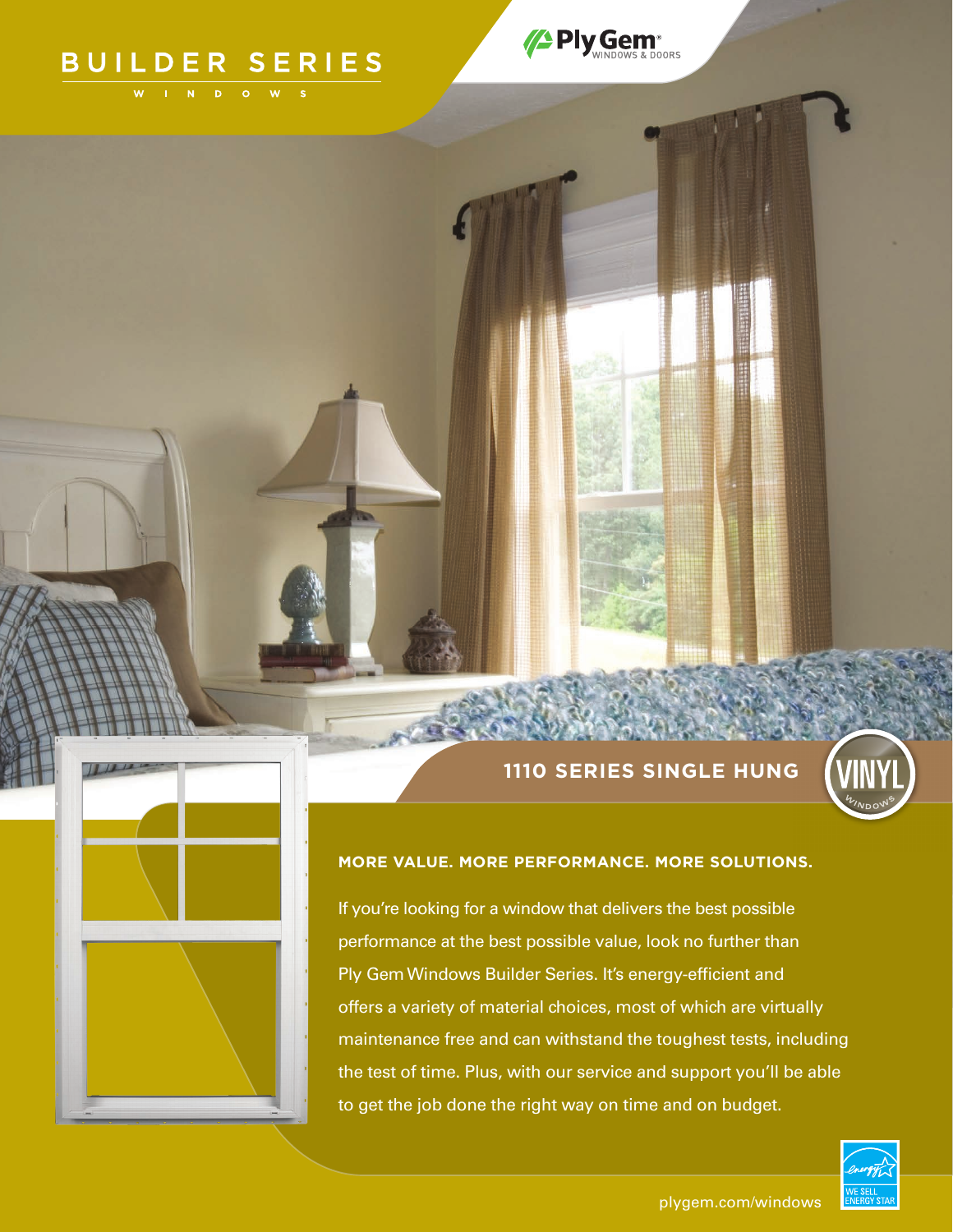# BUILDER SERIES

WINDOWS

Ply Gem® WINDOWS & DOORS

## 1110 SERIES SINGLE HUNG

VINYL WINDOWS

**MORE VALUE. MORE PERFORMANCE. MORE SOLUTIONS.**

If you're looking for a window that delivers the best possible performance at the best possible value, look no further than Ply Gem Windows Builder Series. It's energy-efficient and offers a variety of material choices, most of which are virtually maintenance free and can withstand the toughest tests, including the test of time. Plus, with our service and support you'll be able to get the job done the right way on time and on budget.

plygem.com/windows

WE SELL ENERGY STAR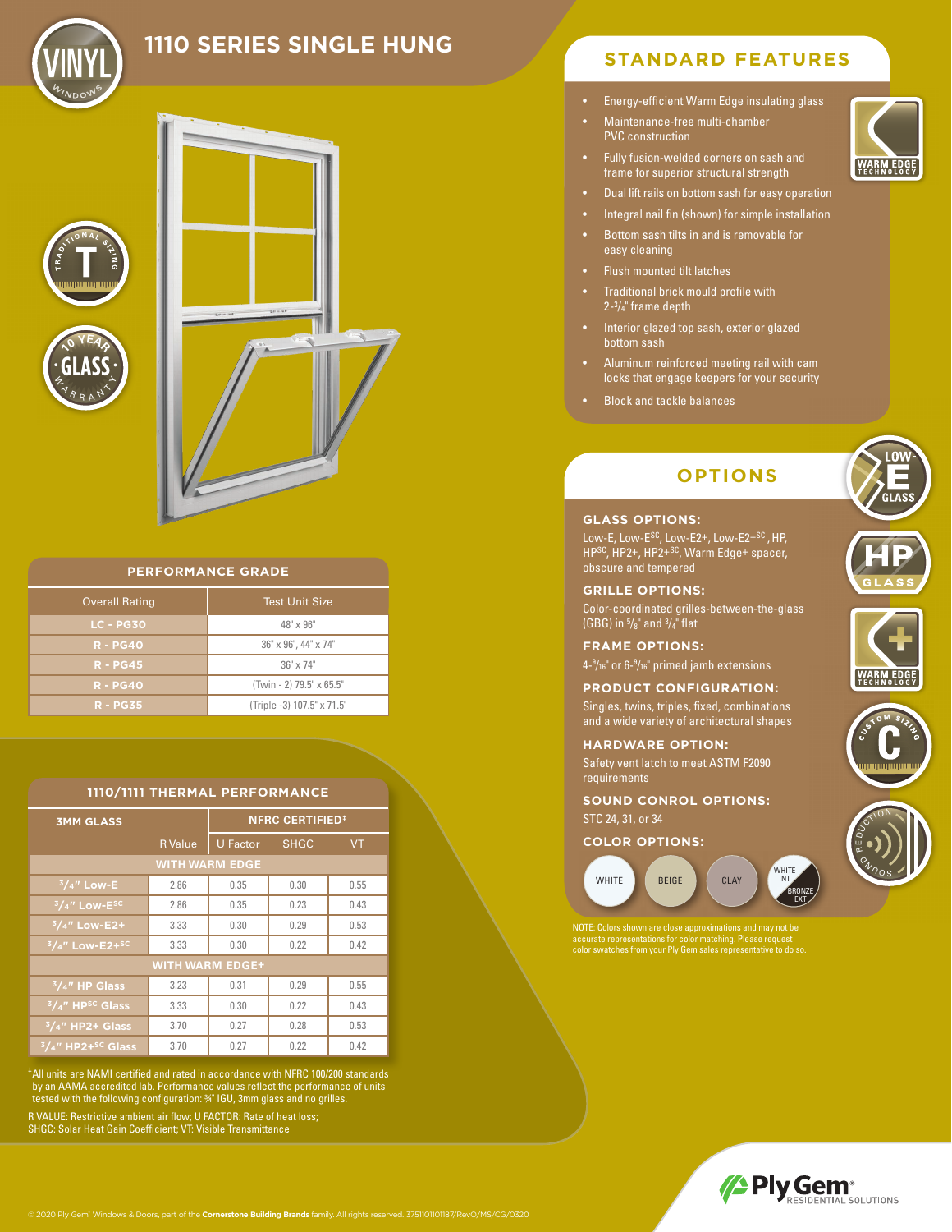# 1110 SERIES SINGLE HUNG

## PERFORMANCE GRADE

| Overall Rating | Test Unit Size |
|---|---|
| LC - PG30 | 48" x 96" |
| R - PG40 | 36" x 96", 44" x 74" |
| R - PG45 | 36" x 74" |
| R - PG40 | (Twin - 2) 79.5" x 65.5" |
| R - PG35 | (Triple -3) 107.5" x 71.5" |

## 1110/1111 THERMAL PERFORMANCE

| 3MM GLASS | | NFRC CERTIFIED‡ | | |
|---|---|---|---|---|
| | R Value | U Factor | SHGC | VT |
| **WITH WARM EDGE** | | | | |
| 3/4" Low-E | 2.86 | 0.35 | 0.30 | 0.55 |
| 3/4" Low-E^SC | 2.86 | 0.35 | 0.23 | 0.43 |
| 3/4" Low-E2+ | 3.33 | 0.30 | 0.29 | 0.53 |
| 3/4" Low-E2+^SC | 3.33 | 0.30 | 0.22 | 0.42 |
| **WITH WARM EDGE+** | | | | |
| 3/4" HP Glass | 3.23 | 0.31 | 0.29 | 0.55 |
| 3/4" HP^SC Glass | 3.33 | 0.30 | 0.22 | 0.43 |
| 3/4" HP2+ Glass | 3.70 | 0.27 | 0.28 | 0.53 |
| 3/4" HP2+^SC Glass | 3.70 | 0.27 | 0.22 | 0.42 |

‡All units are NAMI certified and rated in accordance with NFRC 100/200 standards by an AAMA accredited lab. Performance values reflect the performance of units tested with the following configuration: ¾" IGU, 3mm glass and no grilles.

R VALUE: Restrictive ambient air flow; U FACTOR: Rate of heat loss; SHGC: Solar Heat Gain Coefficient; VT: Visible Transmittance

## STANDARD FEATURES

- Energy-efficient Warm Edge insulating glass
- Maintenance-free multi-chamber PVC construction
- Fully fusion-welded corners on sash and frame for superior structural strength
- Dual lift rails on bottom sash for easy operation
- Integral nail fin (shown) for simple installation
- Bottom sash tilts in and is removable for easy cleaning
- Flush mounted tilt latches
- Traditional brick mould profile with 2-3/4" frame depth
- Interior glazed top sash, exterior glazed bottom sash
- Aluminum reinforced meeting rail with cam locks that engage keepers for your security
- Block and tackle balances

## OPTIONS

### GLASS OPTIONS:

Low-E, Low-E^SC, Low-E2+, Low-E2+^SC, HP, HP^SC, HP2+, HP2+^SC, Warm Edge+ spacer, obscure and tempered

### GRILLE OPTIONS:

Color-coordinated grilles-between-the-glass (GBG) in 5/8" and 3/4" flat

### FRAME OPTIONS:

4-9/16" or 6-9/16" primed jamb extensions

### PRODUCT CONFIGURATION:

Singles, twins, triples, fixed, combinations and a wide variety of architectural shapes

### HARDWARE OPTION:

Safety vent latch to meet ASTM F2090 requirements

### SOUND CONROL OPTIONS:

STC 24, 31, or 34

### COLOR OPTIONS:

WHITE, BEIGE, CLAY, WHITE INT / BRONZE EXT

NOTE: Colors shown are close approximations and may not be accurate representations for color matching. Please request color swatches from your Ply Gem sales representative to do so.

© 2020 Ply Gem Windows & Doors, part of the **Cornerstone Building Brands** family. All rights reserved. 3751101101187/RevO/MS/CG/0320